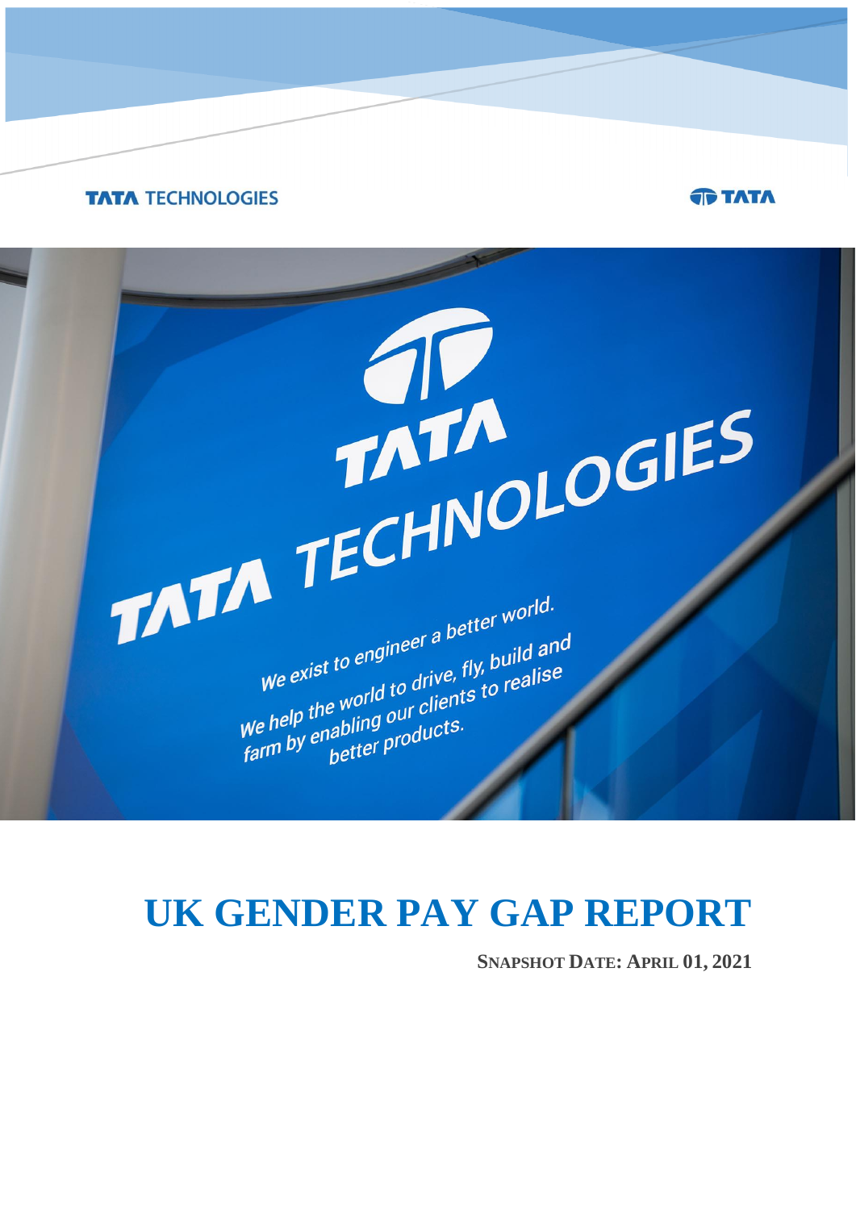TATA TECHNOLOGIES

TATA

# UK GENDER PAY GAP REPORT

**SNAPSHOT DATE: APRIL 01, 2021**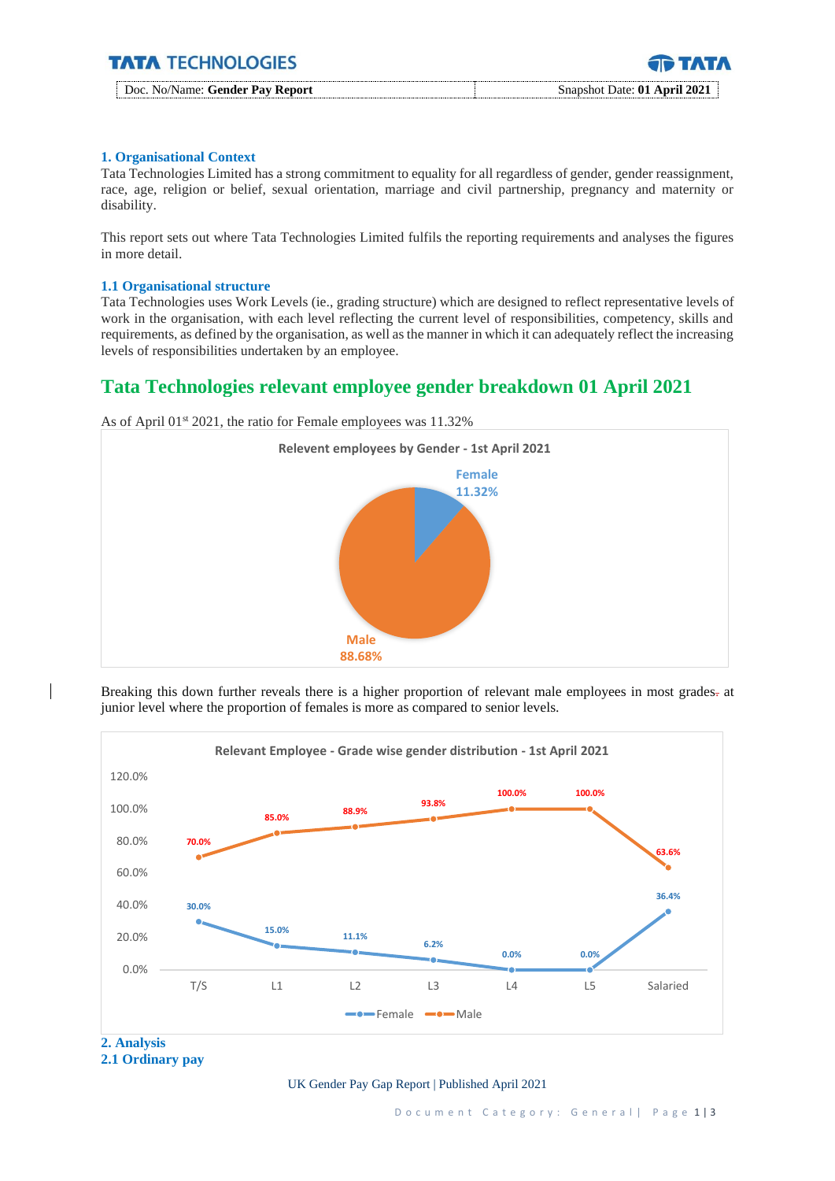### 1. Organisational Context

Tata Technologies Limited has a strong commitment to equality for all regardless of gender, gender reassignment, race, age, religion or belief, sexual orientation, marriage and civil partnership, pregnancy and maternity or disability.

This report sets out where Tata Technologies Limited fulfils the reporting requirements and analyses the figures in more detail.

#### 1.1 Organisational structure

Tata Technologies uses Work Levels (ie., grading structure) which are designed to reflect representative levels of work in the organisation, with each level reflecting the current level of responsibilities, competency, skills and requirements, as defined by the organisation, as well as the manner in which it can adequately reflect the increasing levels of responsibilities undertaken by an employee.

## Tata Technologies relevant employee gender breakdown 01 April 2021

As of April 01st 2021, the ratio for Female employees was 11.32%

**Relevent employees by Gender - 1st April 2021**

| Gender | Percentage |
| --- | --- |
| Female | 11.32% |
| Male | 88.68% |

Breaking this down further reveals there is a higher proportion of relevant male employees in most grades, at junior level where the proportion of females is more as compared to senior levels.

**Relevant Employee - Grade wise gender distribution - 1st April 2021**

| Grade | Female | Male |
| --- | --- | --- |
| T/S | 30.0% | 70.0% |
| L1 | 15.0% | 85.0% |
| L2 | 11.1% | 88.9% |
| L3 | 6.2% | 93.8% |
| L4 | 0.0% | 100.0% |
| L5 | 0.0% | 100.0% |
| Salaried | 36.4% | 63.6% |

### 2. Analysis

#### 2.1 Ordinary pay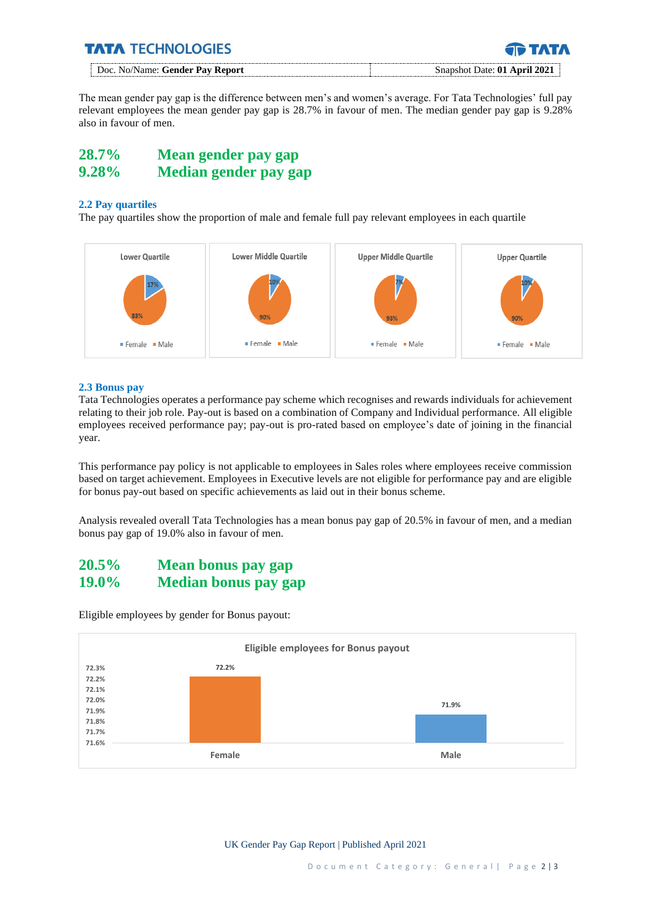The mean gender pay gap is the difference between men's and women's average. For Tata Technologies' full pay relevant employees the mean gender pay gap is 28.7% in favour of men. The median gender pay gap is 9.28% also in favour of men.

## 28.7% Mean gender pay gap
## 9.28% Median gender pay gap

### 2.2 Pay quartiles

The pay quartiles show the proportion of male and female full pay relevant employees in each quartile

| Quartile | Female | Male |
|---|---|---|
| Lower Quartile | 17% | 83% |
| Lower Middle Quartile | 10% | 90% |
| Upper Middle Quartile | 7% | 93% |
| Upper Quartile | 10% | 90% |

### 2.3 Bonus pay

Tata Technologies operates a performance pay scheme which recognises and rewards individuals for achievement relating to their job role. Pay-out is based on a combination of Company and Individual performance. All eligible employees received performance pay; pay-out is pro-rated based on employee's date of joining in the financial year.

This performance pay policy is not applicable to employees in Sales roles where employees receive commission based on target achievement. Employees in Executive levels are not eligible for performance pay and are eligible for bonus pay-out based on specific achievements as laid out in their bonus scheme.

Analysis revealed overall Tata Technologies has a mean bonus pay gap of 20.5% in favour of men, and a median bonus pay gap of 19.0% also in favour of men.

## 20.5% Mean bonus pay gap
## 19.0% Median bonus pay gap

Eligible employees by gender for Bonus payout:

**Eligible employees for Bonus payout**

| Gender | Eligible employees |
|---|---|
| Female | 72.2% |
| Male | 71.9% |

UK Gender Pay Gap Report | Published April 2021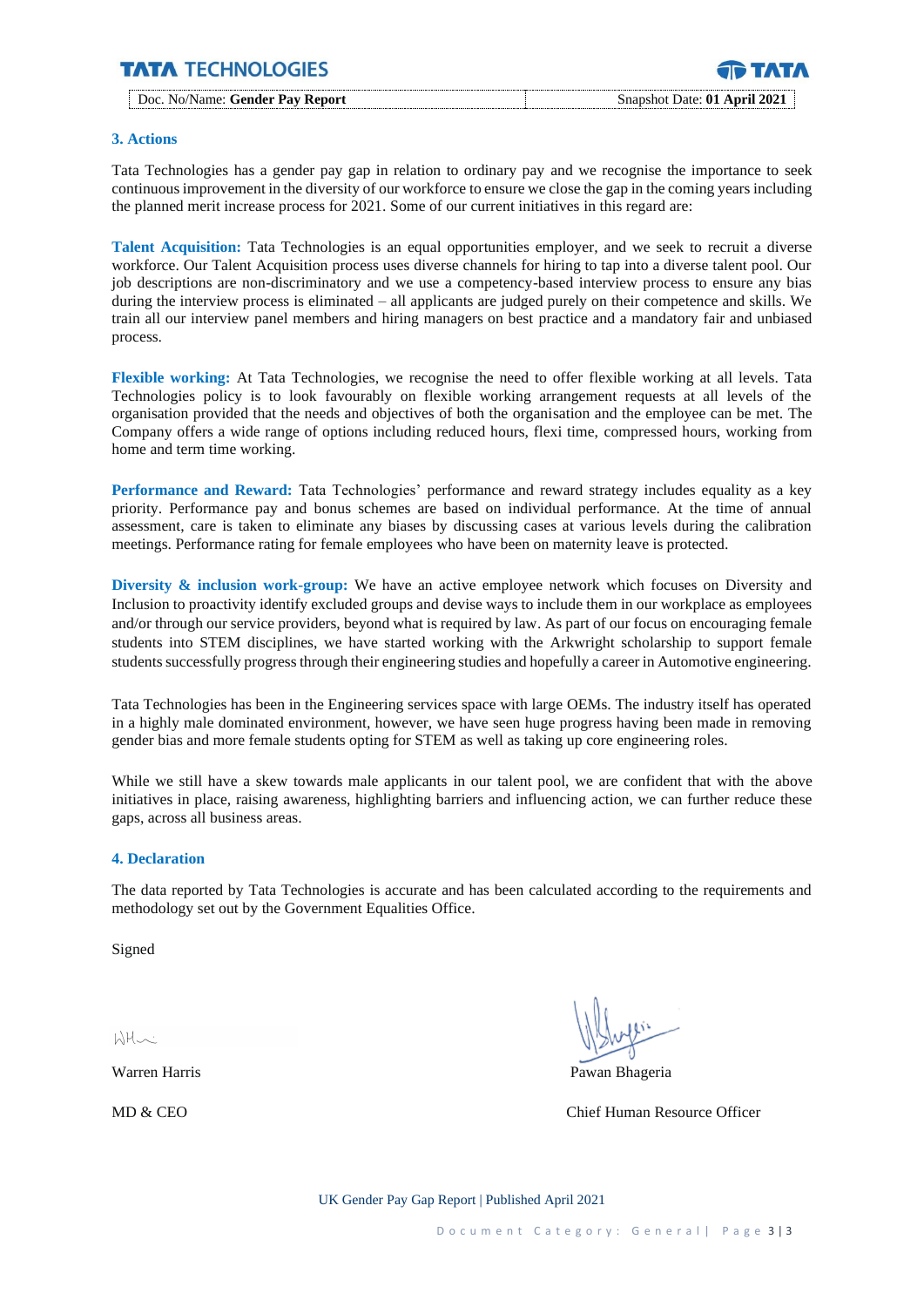## 3. Actions

Tata Technologies has a gender pay gap in relation to ordinary pay and we recognise the importance to seek continuous improvement in the diversity of our workforce to ensure we close the gap in the coming years including the planned merit increase process for 2021. Some of our current initiatives in this regard are:

**Talent Acquisition:** Tata Technologies is an equal opportunities employer, and we seek to recruit a diverse workforce. Our Talent Acquisition process uses diverse channels for hiring to tap into a diverse talent pool. Our job descriptions are non-discriminatory and we use a competency-based interview process to ensure any bias during the interview process is eliminated – all applicants are judged purely on their competence and skills. We train all our interview panel members and hiring managers on best practice and a mandatory fair and unbiased process.

**Flexible working:** At Tata Technologies, we recognise the need to offer flexible working at all levels. Tata Technologies policy is to look favourably on flexible working arrangement requests at all levels of the organisation provided that the needs and objectives of both the organisation and the employee can be met. The Company offers a wide range of options including reduced hours, flexi time, compressed hours, working from home and term time working.

**Performance and Reward:** Tata Technologies' performance and reward strategy includes equality as a key priority. Performance pay and bonus schemes are based on individual performance. At the time of annual assessment, care is taken to eliminate any biases by discussing cases at various levels during the calibration meetings. Performance rating for female employees who have been on maternity leave is protected.

**Diversity & inclusion work-group:** We have an active employee network which focuses on Diversity and Inclusion to proactivity identify excluded groups and devise ways to include them in our workplace as employees and/or through our service providers, beyond what is required by law. As part of our focus on encouraging female students into STEM disciplines, we have started working with the Arkwright scholarship to support female students successfully progress through their engineering studies and hopefully a career in Automotive engineering.

Tata Technologies has been in the Engineering services space with large OEMs. The industry itself has operated in a highly male dominated environment, however, we have seen huge progress having been made in removing gender bias and more female students opting for STEM as well as taking up core engineering roles.

While we still have a skew towards male applicants in our talent pool, we are confident that with the above initiatives in place, raising awareness, highlighting barriers and influencing action, we can further reduce these gaps, across all business areas.

## 4. Declaration

The data reported by Tata Technologies is accurate and has been calculated according to the requirements and methodology set out by the Government Equalities Office.

Signed

Warren Harris

MD & CEO

Pawan Bhageria

Chief Human Resource Officer

UK Gender Pay Gap Report | Published April 2021